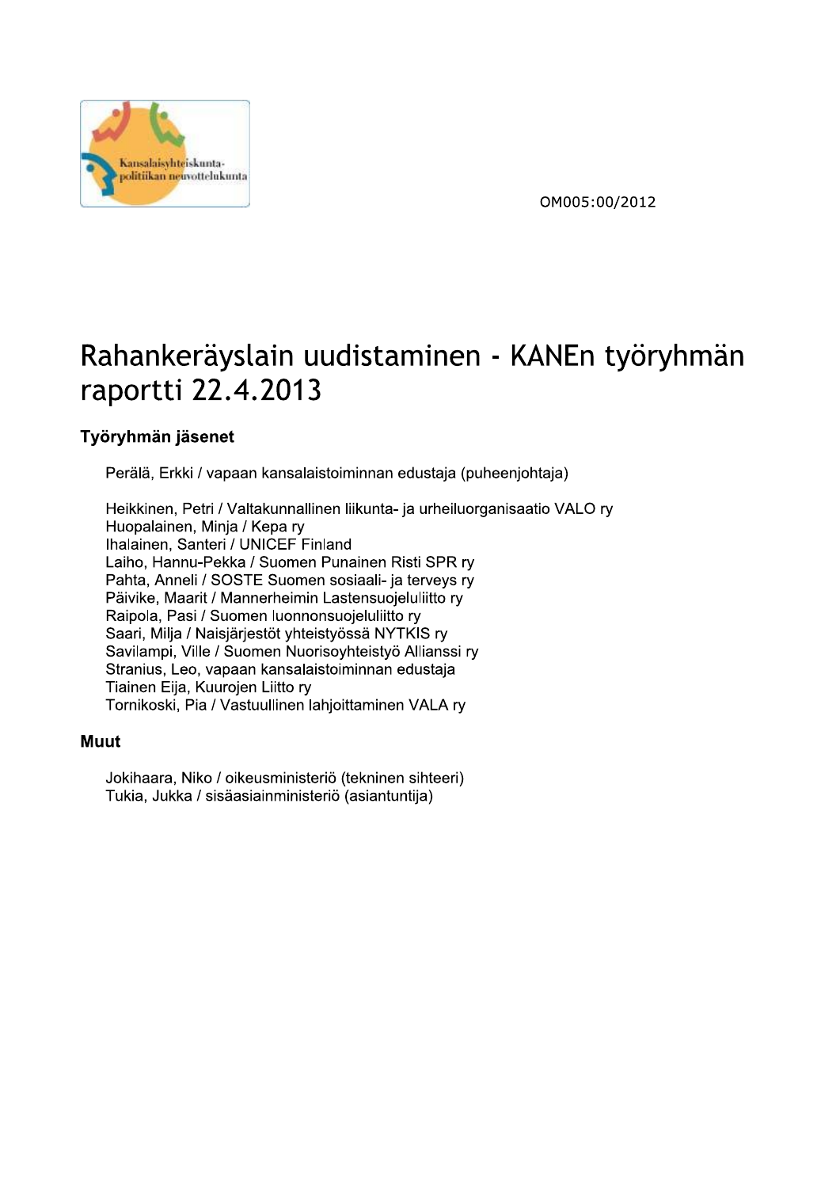Kansalaisyhteiskunta-politiikan neuvottelukunta

OM005:00/2012

# Rahankeräyslain uudistaminen - KANEn työryhmän raportti 22.4.2013

## Työryhmän jäsenet

Perälä, Erkki / vapaan kansalaistoiminnan edustaja (puheenjohtaja)

Heikkinen, Petri / Valtakunnallinen liikunta- ja urheiluorganisaatio VALO ry
Huopalainen, Minja / Kepa ry
Ihalainen, Santeri / UNICEF Finland
Laiho, Hannu-Pekka / Suomen Punainen Risti SPR ry
Pahta, Anneli / SOSTE Suomen sosiaali- ja terveys ry
Päivike, Maarit / Mannerheimin Lastensuojeluliitto ry
Raipola, Pasi / Suomen luonnonsuojeluliitto ry
Saari, Milja / Naisjärjestöt yhteistyössä NYTKIS ry
Savilampi, Ville / Suomen Nuorisoyhteistyö Allianssi ry
Stranius, Leo, vapaan kansalaistoiminnan edustaja
Tiainen Eija, Kuurojen Liitto ry
Tornikoski, Pia / Vastuullinen lahjoittaminen VALA ry

## Muut

Jokihaara, Niko / oikeusministeriö (tekninen sihteeri)
Tukia, Jukka / sisäasiainministeriö (asiantuntija)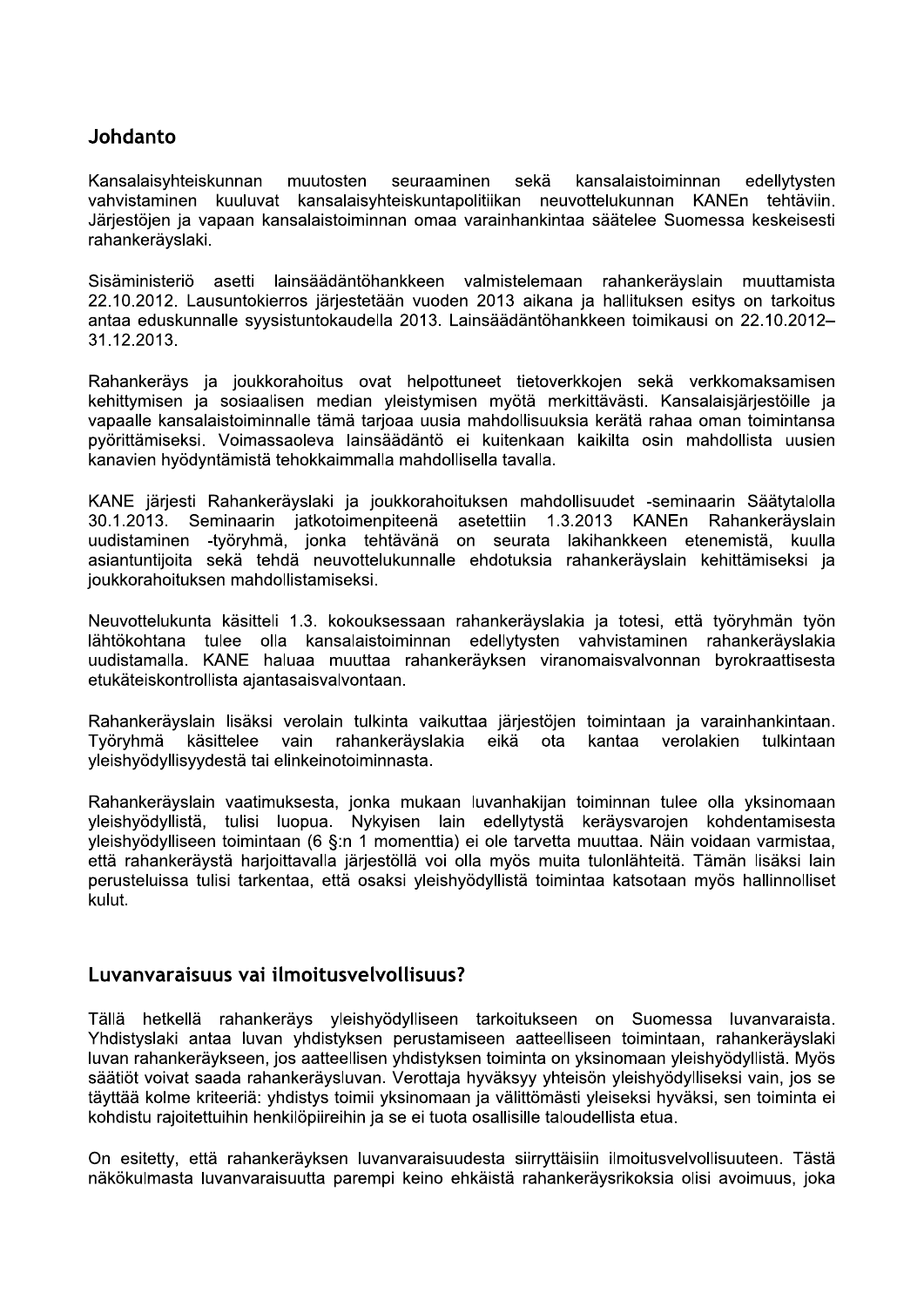## Johdanto

Kansalaisyhteiskunnan muutosten seuraaminen sekä kansalaistoiminnan edellytysten vahvistaminen kuuluvat kansalaisyhteiskuntapolitiikan neuvottelukunnan KANEn tehtäviin. Järjestöjen ja vapaan kansalaistoiminnan omaa varainhankintaa säätelee Suomessa keskeisesti rahankeräyslaki.

Sisäministeriö asetti lainsäädäntöhankkeen valmistelemaan rahankeräyslain muuttamista 22.10.2012. Lausuntokierros järjestetään vuoden 2013 aikana ja hallituksen esitys on tarkoitus antaa eduskunnalle syysistuntokaudella 2013. Lainsäädäntöhankkeen toimikausi on 22.10.2012–31.12.2013.

Rahankeräys ja joukkorahoitus ovat helpottuneet tietoverkkojen sekä verkkomaksamisen kehittymisen ja sosiaalisen median yleistymisen myötä merkittävästi. Kansalaisjärjestöille ja vapaalle kansalaistoiminnalle tämä tarjoaa uusia mahdollisuuksia kerätä rahaa oman toimintansa pyörittämiseksi. Voimassaoleva lainsäädäntö ei kuitenkaan kaikilta osin mahdollista uusien kanavien hyödyntämistä tehokkaimmalla mahdollisella tavalla.

KANE järjesti Rahankeräyslaki ja joukkorahoituksen mahdollisuudet -seminaarin Säätytalolla 30.1.2013. Seminaarin jatkotoimenpiteenä asetettiin 1.3.2013 KANEn Rahankeräyslain uudistaminen -työryhmä, jonka tehtävänä on seurata lakihankkeen etenemistä, kuulla asiantuntijoita sekä tehdä neuvottelukunnalle ehdotuksia rahankeräyslain kehittämiseksi ja joukkorahoituksen mahdollistamiseksi.

Neuvottelukunta käsitteli 1.3. kokouksessaan rahankeräyslakia ja totesi, että työryhmän työn lähtökohtana tulee olla kansalaistoiminnan edellytysten vahvistaminen rahankeräyslakia uudistamalla. KANE haluaa muuttaa rahankeräyksen viranomaisvalvonnan byrokraattisesta etukäteiskontrollista ajantasaisvalvontaan.

Rahankeräyslain lisäksi verolain tulkinta vaikuttaa järjestöjen toimintaan ja varainhankintaan. Työryhmä käsittelee vain rahankeräyslakia eikä ota kantaa verolakien tulkintaan yleishyödyllisyydestä tai elinkeinotoiminnasta.

Rahankeräyslain vaatimuksesta, jonka mukaan luvanhakijan toiminnan tulee olla yksinomaan yleishyödyllistä, tulisi luopua. Nykyisen lain edellytystä keräysvarojen kohdentamisesta yleishyödylliseen toimintaan (6 §:n 1 momenttia) ei ole tarvetta muuttaa. Näin voidaan varmistaa, että rahankeräystä harjoittavalla järjestöllä voi olla myös muita tulonlähteitä. Tämän lisäksi lain perusteluissa tulisi tarkentaa, että osaksi yleishyödyllistä toimintaa katsotaan myös hallinnolliset kulut.

## Luvanvaraisuus vai ilmoitusvelvollisuus?

Tällä hetkellä rahankeräys yleishyödylliseen tarkoitukseen on Suomessa luvanvaraista. Yhdistyslaki antaa luvan yhdistyksen perustamiseen aatteelliseen toimintaan, rahankeräyslaki luvan rahankeräykseen, jos aatteellisen yhdistyksen toiminta on yksinomaan yleishyödyllistä. Myös säätiöt voivat saada rahankeräysluvan. Verottaja hyväksyy yhteisön yleishyödylliseksi vain, jos se täyttää kolme kriteeriä: yhdistys toimii yksinomaan ja välittömästi yleiseksi hyväksi, sen toiminta ei kohdistu rajoitettuihin henkilöpiireihin ja se ei tuota osallisille taloudellista etua.

On esitetty, että rahankeräyksen luvanvaraisuudesta siirryttäisiin ilmoitusvelvollisuuteen. Tästä näkökulmasta luvanvaraisuutta parempi keino ehkäistä rahankeräysrikoksia olisi avoimuus, joka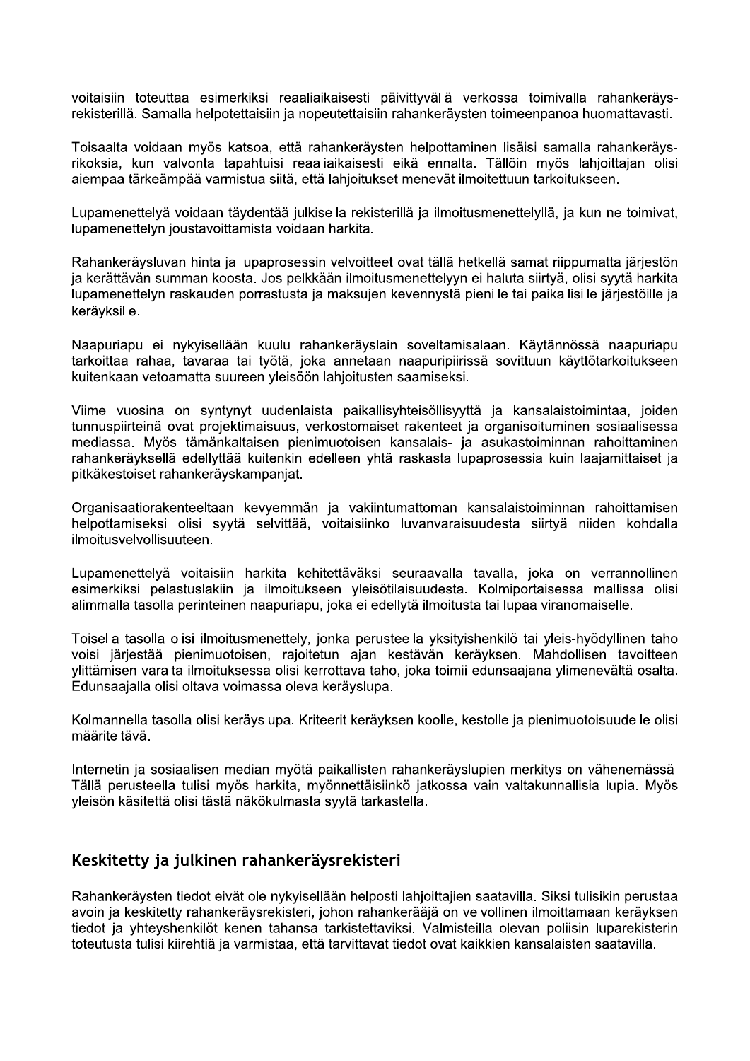voitaisiin toteuttaa esimerkiksi reaaliaikaisesti päivittyvällä verkossa toimivalla rahankeräysrekisterillä. Samalla helpotettaisiin ja nopeutettaisiin rahankeräysten toimeenpanoa huomattavasti.

Toisaalta voidaan myös katsoa, että rahankeräysten helpottaminen lisäisi samalla rahankeräysrikoksia, kun valvonta tapahtuisi reaaliaikaisesti eikä ennalta. Tällöin myös lahjoittajan olisi aiempaa tärkeämpää varmistua siitä, että lahjoitukset menevät ilmoitettuun tarkoitukseen.

Lupamenettelyä voidaan täydentää julkisella rekisterillä ja ilmoitusmenettelyllä, ja kun ne toimivat, lupamenettelyn joustavoittamista voidaan harkita.

Rahankeräysluvan hinta ja lupaprosessin velvoitteet ovat tällä hetkellä samat riippumatta järjestön ja kerättävän summan koosta. Jos pelkkään ilmoitusmenettelyyn ei haluta siirtyä, olisi syytä harkita lupamenettelyn raskauden porrastusta ja maksujen kevennystä pienille tai paikallisille järjestöille ja keräyksille.

Naapuriapu ei nykyisellään kuulu rahankeräyslain soveltamisalaan. Käytännössä naapuriapu tarkoittaa rahaa, tavaraa tai työtä, joka annetaan naapuripiirissä sovittuun käyttötarkoitukseen kuitenkaan vetoamatta suureen yleisöön lahjoitusten saamiseksi.

Viime vuosina on syntynyt uudenlaista paikallisyhteisöllisyyttä ja kansalaistoimintaa, joiden tunnuspiirteinä ovat projektimaisuus, verkostomaiset rakenteet ja organisoituminen sosiaalisessa mediassa. Myös tämänkaltaisen pienimuotoisen kansalais- ja asukastoiminnan rahoittaminen rahankeräyksellä edellyttää kuitenkin edelleen yhtä raskasta lupaprosessia kuin laajamittaiset ja pitkäkestoiset rahankeräyskampanjat.

Organisaatiorakenteeltaan kevyemmän ja vakiintumattoman kansalaistoiminnan rahoittamisen helpottamiseksi olisi syytä selvittää, voitaisiinko luvanvaraisuudesta siirtyä niiden kohdalla ilmoitusvelvollisuuteen.

Lupamenettelyä voitaisiin harkita kehitettäväksi seuraavalla tavalla, joka on verrannollinen esimerkiksi pelastuslakiin ja ilmoitukseen yleisötilaisuudesta. Kolmiportaisessa mallissa olisi alimmalla tasolla perinteinen naapuriapu, joka ei edellytä ilmoitusta tai lupaa viranomaiselle.

Toisella tasolla olisi ilmoitusmenettely, jonka perusteella yksityishenkilö tai yleis-hyödyllinen taho voisi järjestää pienimuotoisen, rajoitetun ajan kestävän keräyksen. Mahdollisen tavoitteen ylittämisen varalta ilmoituksessa olisi kerrottava taho, joka toimii edunsaajana ylimenevältä osalta. Edunsaajalla olisi oltava voimassa oleva keräyslupa.

Kolmannella tasolla olisi keräyslupa. Kriteerit keräyksen koolle, kestolle ja pienimuotoisuudelle olisi määriteltävä.

Internetin ja sosiaalisen median myötä paikallisten rahankeräyslupien merkitys on vähenemässä. Tällä perusteella tulisi myös harkita, myönnettäisiinkö jatkossa vain valtakunnallisia lupia. Myös yleisön käsitettä olisi tästä näkökulmasta syytä tarkastella.

## Keskitetty ja julkinen rahankeräysrekisteri

Rahankeräysten tiedot eivät ole nykyisellään helposti lahjoittajien saatavilla. Siksi tulisikin perustaa avoin ja keskitetty rahankeräysrekisteri, johon rahankerääjä on velvollinen ilmoittamaan keräyksen tiedot ja yhteyshenkilöt kenen tahansa tarkistettaviksi. Valmisteilla olevan poliisin luparekisterin toteutusta tulisi kiirehtiä ja varmistaa, että tarvittavat tiedot ovat kaikkien kansalaisten saatavilla.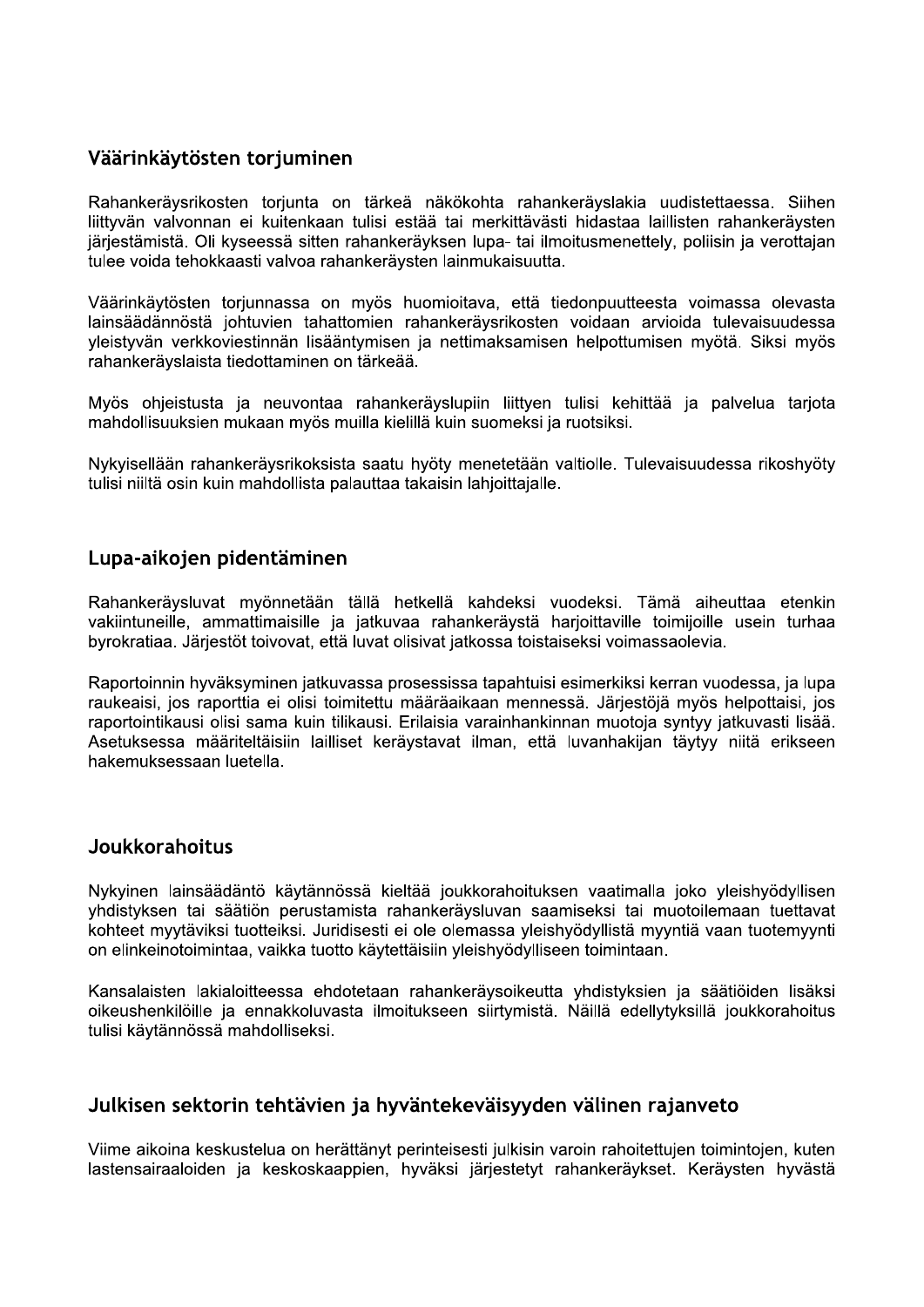## Väärinkäytösten torjuminen

Rahankeräysrikosten torjunta on tärkeä näkökohta rahankeräyslakia uudistettaessa. Siihen liittyvän valvonnan ei kuitenkaan tulisi estää tai merkittävästi hidastaa laillisten rahankeräysten järjestämistä. Oli kyseessä sitten rahankeräyksen lupa- tai ilmoitusmenettely, poliisin ja verottajan tulee voida tehokkaasti valvoa rahankeräysten lainmukaisuutta.

Väärinkäytösten torjunnassa on myös huomioitava, että tiedonpuutteesta voimassa olevasta lainsäädännöstä johtuvien tahattomien rahankeräysrikosten voidaan arvioida tulevaisuudessa yleistyvän verkkoviestinnän lisääntymisen ja nettimaksamisen helpottumisen myötä. Siksi myös rahankeräyslaista tiedottaminen on tärkeää.

Myös ohjeistusta ja neuvontaa rahankeräyslupiin liittyen tulisi kehittää ja palvelua tarjota mahdollisuuksien mukaan myös muilla kielillä kuin suomeksi ja ruotsiksi.

Nykyisellään rahankeräysrikoksista saatu hyöty menetetään valtiolle. Tulevaisuudessa rikoshyöty tulisi niiltä osin kuin mahdollista palauttaa takaisin lahjoittajalle.

## Lupa-aikojen pidentäminen

Rahankeräysluvat myönnetään tällä hetkellä kahdeksi vuodeksi. Tämä aiheuttaa etenkin vakiintuneille, ammattimaisille ja jatkuvaa rahankeräystä harjoittaville toimijoille usein turhaa byrokratiaa. Järjestöt toivovat, että luvat olisivat jatkossa toistaiseksi voimassaolevia.

Raportoinnin hyväksyminen jatkuvassa prosessissa tapahtuisi esimerkiksi kerran vuodessa, ja lupa raukeaisi, jos raporttia ei olisi toimitettu määräaikaan mennessä. Järjestöjä myös helpottaisi, jos raportointikausi olisi sama kuin tilikausi. Erilaisia varainhankinnan muotoja syntyy jatkuvasti lisää. Asetuksessa määriteltäisiin lailliset keräystavat ilman, että luvanhakijan täytyy niitä erikseen hakemuksessaan luetella.

## Joukkorahoitus

Nykyinen lainsäädäntö käytännössä kieltää joukkorahoituksen vaatimalla joko yleishyödyllisen yhdistyksen tai säätiön perustamista rahankeräysluvan saamiseksi tai muotoilemaan tuettavat kohteet myytäviksi tuotteiksi. Juridisesti ei ole olemassa yleishyödyllistä myyntiä vaan tuotemyynti on elinkeinotoimintaa, vaikka tuotto käytettäisiin yleishyödylliseen toimintaan.

Kansalaisten lakialoitteessa ehdotetaan rahankeräysoikeutta yhdistyksien ja säätiöiden lisäksi oikeushenkilöille ja ennakkoluvasta ilmoitukseen siirtymistä. Näillä edellytyksillä joukkorahoitus tulisi käytännössä mahdolliseksi.

## Julkisen sektorin tehtävien ja hyväntekeväisyyden välinen rajanveto

Viime aikoina keskustelua on herättänyt perinteisesti julkisin varoin rahoitettujen toimintojen, kuten lastensairaaloiden ja keskoskaappien, hyväksi järjestetyt rahankeräykset. Keräysten hyvästä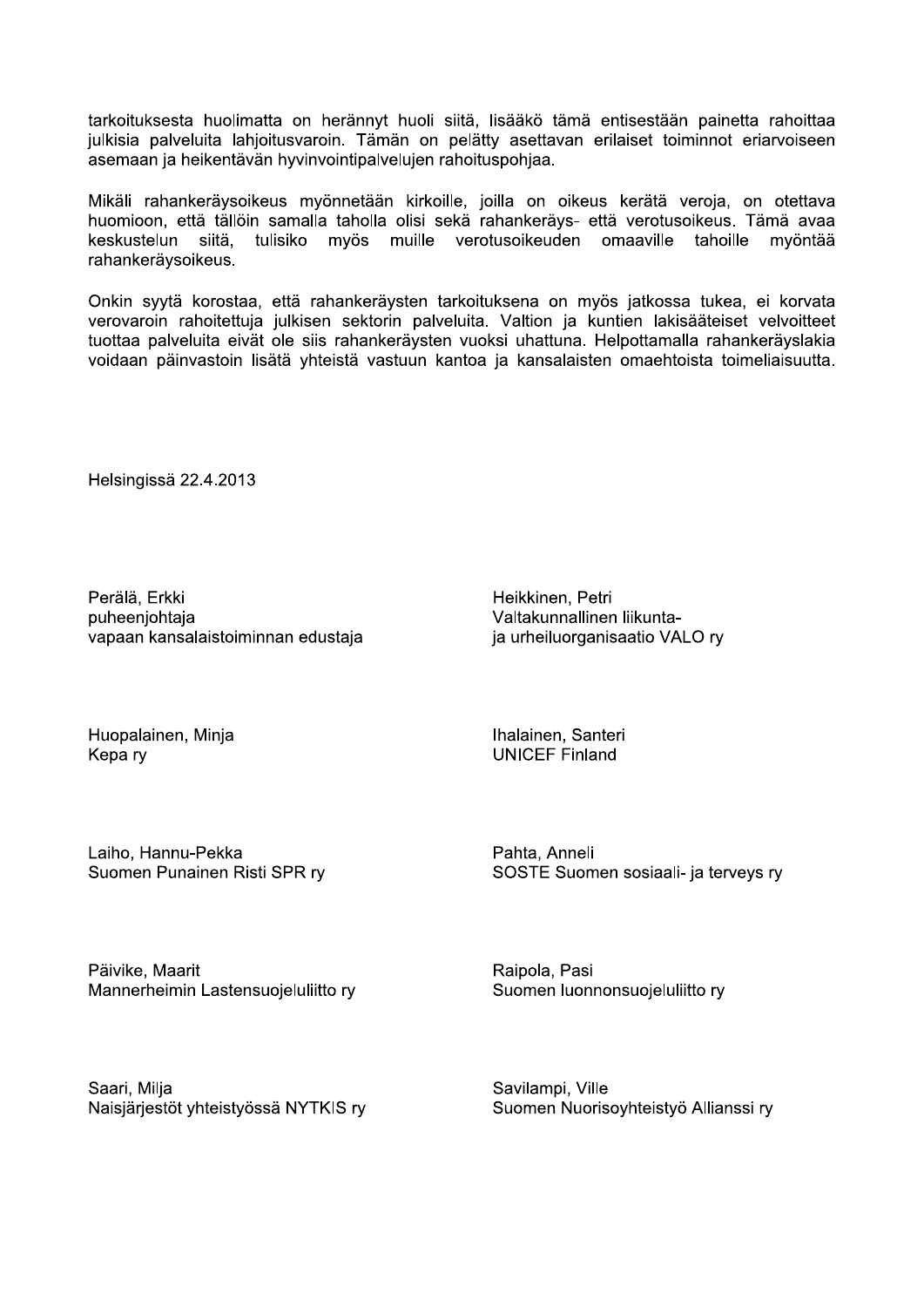tarkoituksesta huolimatta on herännyt huoli siitä, lisääkö tämä entisestään painetta rahoittaa julkisia palveluita lahjoitusvaroin. Tämän on pelätty asettavan erilaiset toiminnot eriarvoiseen asemaan ja heikentävän hyvinvointipalvelujen rahoituspohjaa.

Mikäli rahankeräysoikeus myönnetään kirkoille, joilla on oikeus kerätä veroja, on otettava huomioon, että tällöin samalla taholla olisi sekä rahankeräys- että verotusoikeus. Tämä avaa keskustelun siitä, tulisiko myös muille verotusoikeuden omaaville tahoille myöntää rahankeräysoikeus.

Onkin syytä korostaa, että rahankeräysten tarkoituksena on myös jatkossa tukea, ei korvata verovaroin rahoitettuja julkisen sektorin palveluita. Valtion ja kuntien lakisääteiset velvoitteet tuottaa palveluita eivät ole siis rahankeräysten vuoksi uhattuna. Helpottamalla rahankeräyslakia voidaan päinvastoin lisätä yhteistä vastuun kantoa ja kansalaisten omaehtoista toimeliaisuutta.

Helsingissä 22.4.2013

Perälä, Erkki
puheenjohtaja
vapaan kansalaistoiminnan edustaja

Heikkinen, Petri
Valtakunnallinen liikunta- ja urheiluorganisaatio VALO ry

Huopalainen, Minja
Kepa ry

Ihalainen, Santeri
UNICEF Finland

Laiho, Hannu-Pekka
Suomen Punainen Risti SPR ry

Pahta, Anneli
SOSTE Suomen sosiaali- ja terveys ry

Päivike, Maarit
Mannerheimin Lastensuojeluliitto ry

Raipola, Pasi
Suomen luonnonsuojeluliitto ry

Saari, Milja
Naisjärjestöt yhteistyössä NYTKIS ry

Savilampi, Ville
Suomen Nuorisoyhteistyö Allianssi ry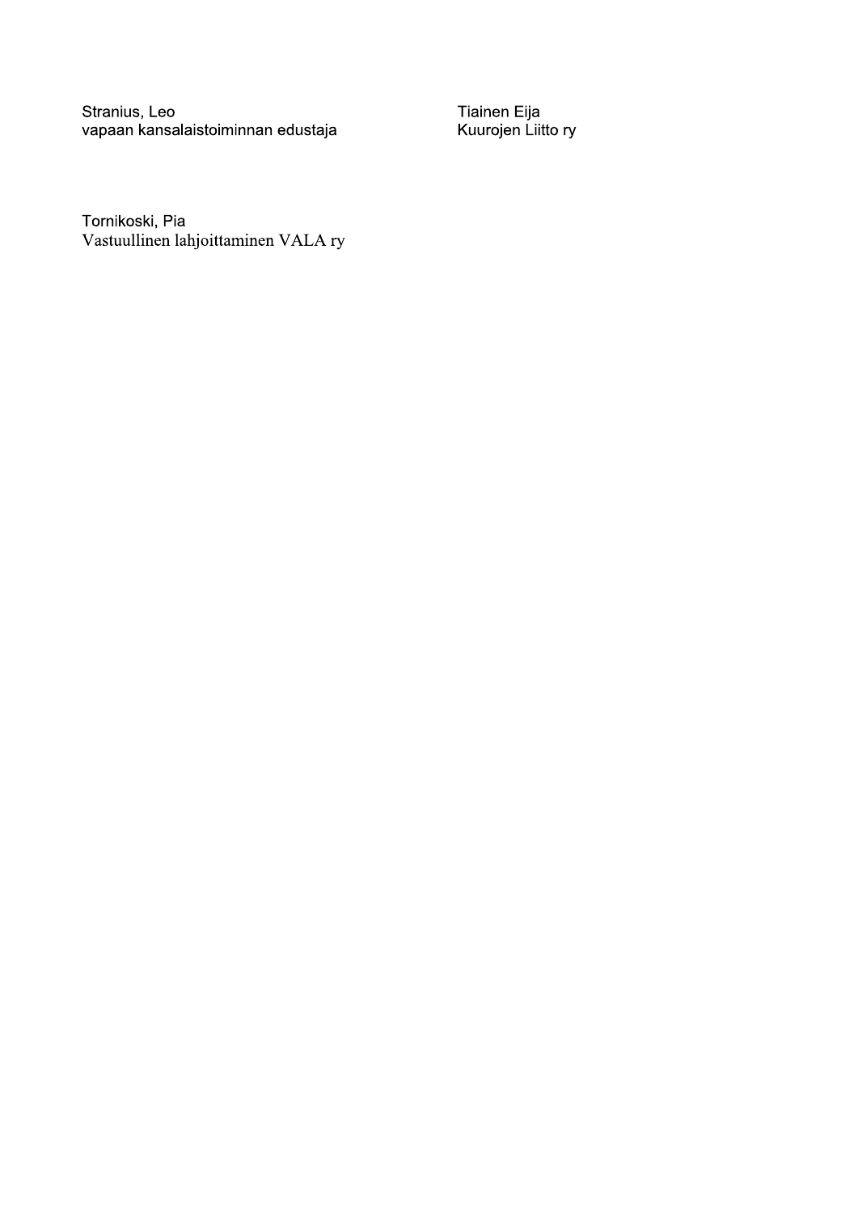Stranius, Leo
vapaan kansalaistoiminnan edustaja

Tiainen Eija
Kuurojen Liitto ry

Tornikoski, Pia
Vastuullinen lahjoittaminen VALA ry